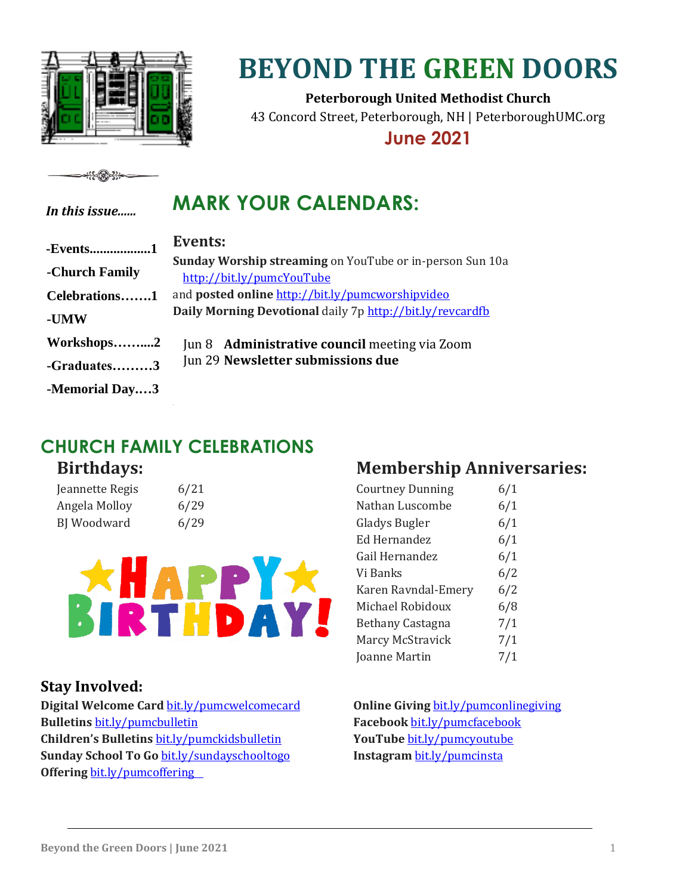# BEYOND THE GREEN DOORS

**Peterborough United Methodist Church**

43 Concord Street, Peterborough, NH | PeterboroughUMC.org

**June 2021**

*In this issue......*

- **-Events..................1**
- **-Church Family Celebrations…….1**
- **-UMW Workshops……....2**
- **-Graduates………3**
- **-Memorial Day….3**

## MARK YOUR CALENDARS:

### Events:

**Sunday Worship streaming** on YouTube or in-person Sun 10a http://bit.ly/pumcYouTube and **posted online** http://bit.ly/pumcworshipvideo

**Daily Morning Devotional** daily 7p http://bit.ly/revcardfb

Jun 8 **Administrative council** meeting via Zoom

Jun 29 **Newsletter submissions due**

## CHURCH FAMILY CELEBRATIONS

### Birthdays:

| | |
|---|---|
| Jeannette Regis | 6/21 |
| Angela Molloy | 6/29 |
| BJ Woodward | 6/29 |

### Membership Anniversaries:

| | |
|---|---|
| Courtney Dunning | 6/1 |
| Nathan Luscombe | 6/1 |
| Gladys Bugler | 6/1 |
| Ed Hernandez | 6/1 |
| Gail Hernandez | 6/1 |
| Vi Banks | 6/2 |
| Karen Ravndal-Emery | 6/2 |
| Michael Robidoux | 6/8 |
| Bethany Castagna | 7/1 |
| Marcy McStravick | 7/1 |
| Joanne Martin | 7/1 |

### Stay Involved:

**Digital Welcome Card** bit.ly/pumcwelcomecard
**Bulletins** bit.ly/pumcbulletin
**Children's Bulletins** bit.ly/pumckidsbulletin
**Sunday School To Go** bit.ly/sundayschooltogo
**Offering** bit.ly/pumcoffering

**Online Giving** bit.ly/pumconlinegiving
**Facebook** bit.ly/pumcfacebook
**YouTube** bit.ly/pumcyoutube
**Instagram** bit.ly/pumcinsta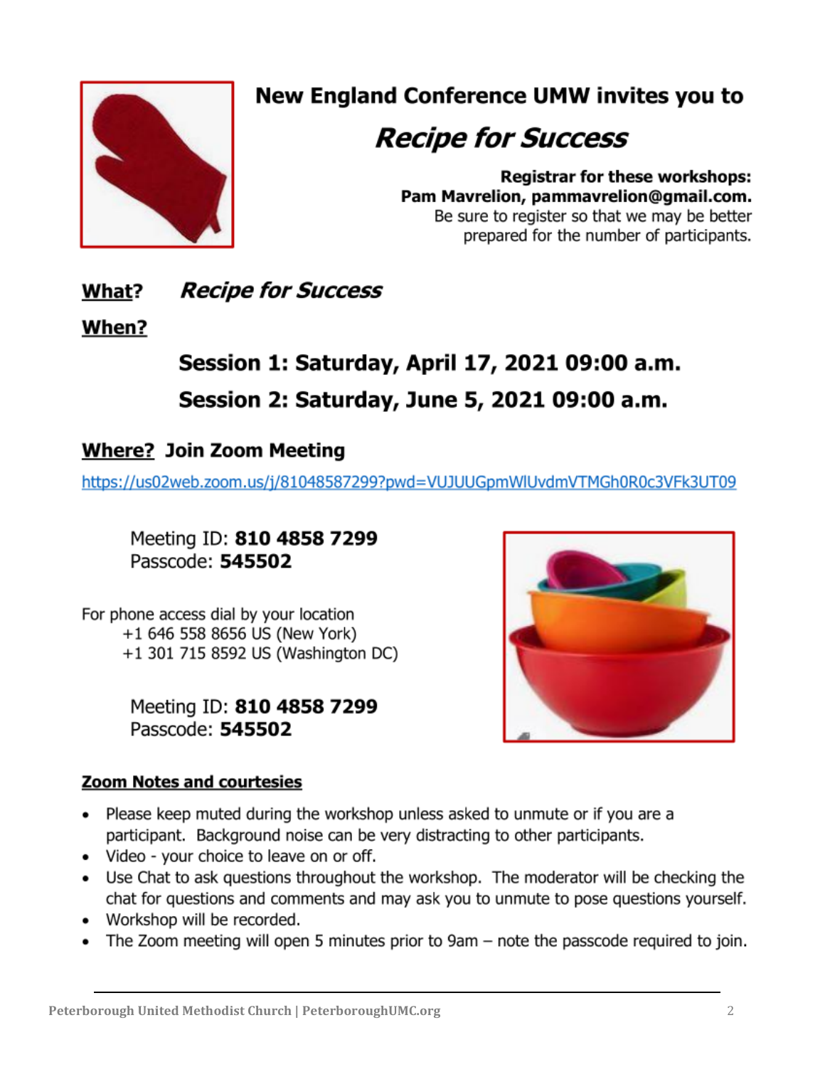## New England Conference UMW invites you to

# *Recipe for Success*

**Registrar for these workshops:**
**Pam Mavrelion, pammavrelion@gmail.com.**
Be sure to register so that we may be better prepared for the number of participants.

**What?** ***Recipe for Success***

**When?**

**Session 1: Saturday, April 17, 2021 09:00 a.m.**

**Session 2: Saturday, June 5, 2021 09:00 a.m.**

**Where? Join Zoom Meeting**

https://us02web.zoom.us/j/81048587299?pwd=VUJUUGpmWlUvdmVTMGh0R0c3VFk3UT09

Meeting ID: **810 4858 7299**
Passcode: **545502**

For phone access dial by your location
+1 646 558 8656 US (New York)
+1 301 715 8592 US (Washington DC)

Meeting ID: **810 4858 7299**
Passcode: **545502**

**Zoom Notes and courtesies**

- Please keep muted during the workshop unless asked to unmute or if you are a participant. Background noise can be very distracting to other participants.
- Video - your choice to leave on or off.
- Use Chat to ask questions throughout the workshop. The moderator will be checking the chat for questions and comments and may ask you to unmute to pose questions yourself.
- Workshop will be recorded.
- The Zoom meeting will open 5 minutes prior to 9am – note the passcode required to join.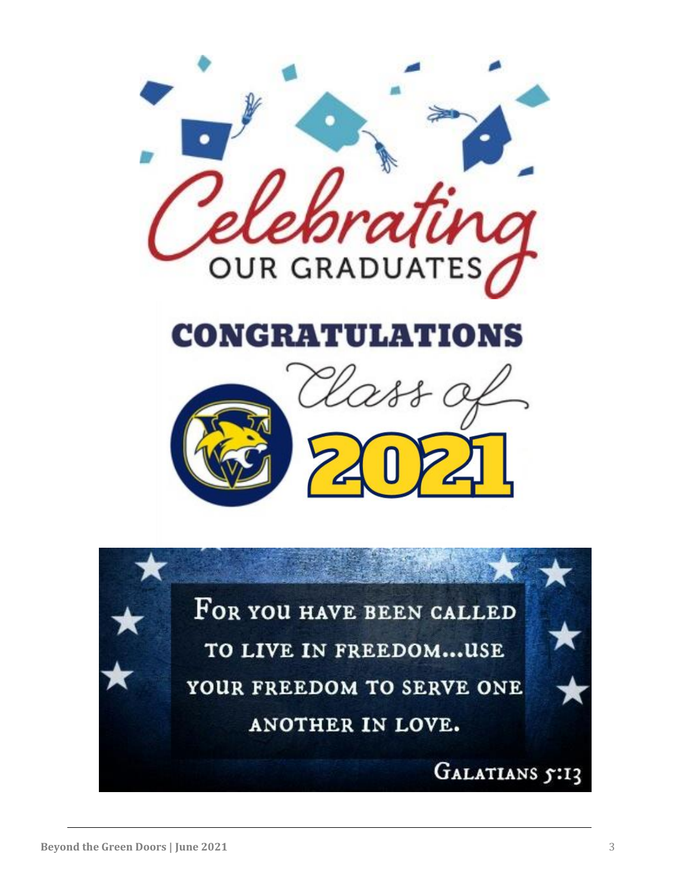# Celebrating OUR GRADUATES

## CONGRATULATIONS

## Class of 2021

For you have been called to live in freedom...use your freedom to serve one another in love.

Galatians 5:13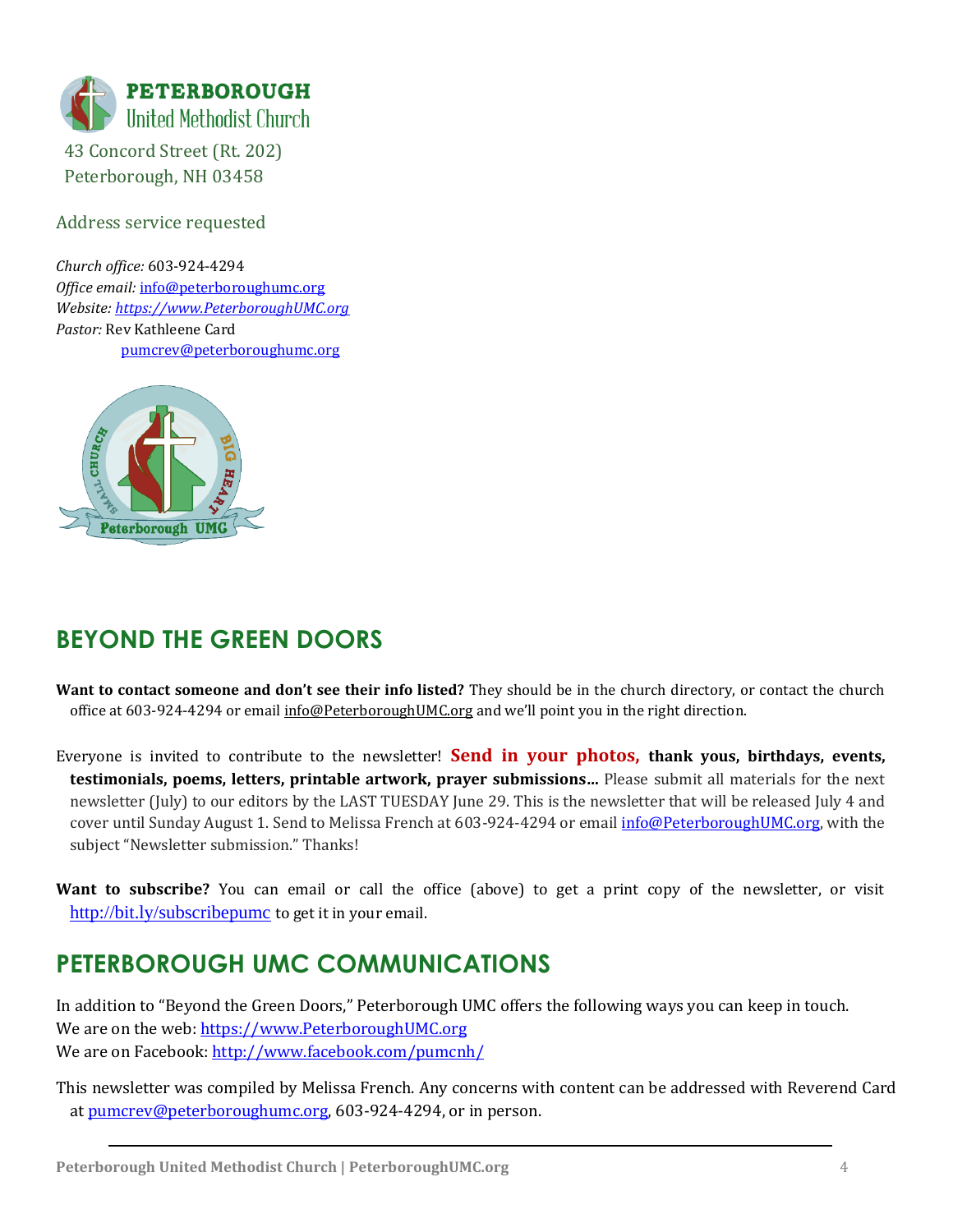**PETERBOROUGH**
United Methodist Church

43 Concord Street (Rt. 202)
Peterborough, NH 03458

Address service requested

*Church office:* 603-924-4294
*Office email:* info@peterboroughumc.org
*Website:* *https://www.PeterboroughUMC.org*
*Pastor:* Rev Kathleene Card
pumcrev@peterboroughumc.org

SMALL CHURCH BIG HEART
Peterborough UMC

## BEYOND THE GREEN DOORS

**Want to contact someone and don't see their info listed?** They should be in the church directory, or contact the church office at 603-924-4294 or email info@PeterboroughUMC.org and we'll point you in the right direction.

Everyone is invited to contribute to the newsletter! **Send in your photos, thank yous, birthdays, events, testimonials, poems, letters, printable artwork, prayer submissions…** Please submit all materials for the next newsletter (July) to our editors by the LAST TUESDAY June 29. This is the newsletter that will be released July 4 and cover until Sunday August 1. Send to Melissa French at 603-924-4294 or email info@PeterboroughUMC.org, with the subject "Newsletter submission." Thanks!

**Want to subscribe?** You can email or call the office (above) to get a print copy of the newsletter, or visit http://bit.ly/subscribepumc to get it in your email.

## PETERBOROUGH UMC COMMUNICATIONS

In addition to "Beyond the Green Doors," Peterborough UMC offers the following ways you can keep in touch.
We are on the web: https://www.PeterboroughUMC.org
We are on Facebook: http://www.facebook.com/pumcnh/

This newsletter was compiled by Melissa French. Any concerns with content can be addressed with Reverend Card at pumcrev@peterboroughumc.org, 603-924-4294, or in person.